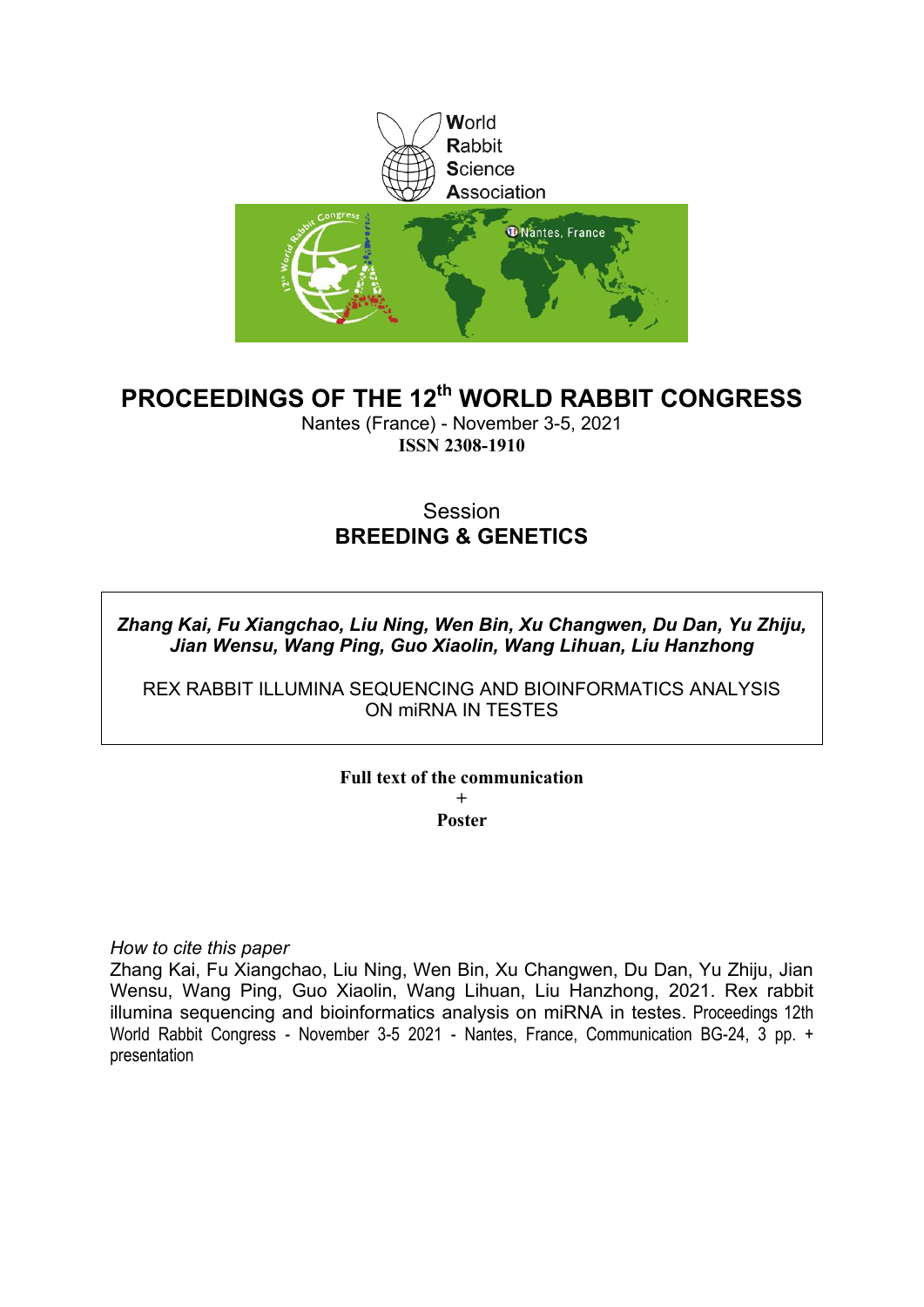World
Rabbit
Science
Association

# PROCEEDINGS OF THE 12th WORLD RABBIT CONGRESS

Nantes (France) - November 3-5, 2021

**ISSN 2308-1910**

Session

**BREEDING & GENETICS**

***Zhang Kai, Fu Xiangchao, Liu Ning, Wen Bin, Xu Changwen, Du Dan, Yu Zhiju, Jian Wensu, Wang Ping, Guo Xiaolin, Wang Lihuan, Liu Hanzhong***

REX RABBIT ILLUMINA SEQUENCING AND BIOINFORMATICS ANALYSIS ON miRNA IN TESTES

**Full text of the communication**

**+**

**Poster**

*How to cite this paper*

Zhang Kai, Fu Xiangchao, Liu Ning, Wen Bin, Xu Changwen, Du Dan, Yu Zhiju, Jian Wensu, Wang Ping, Guo Xiaolin, Wang Lihuan, Liu Hanzhong, 2021. Rex rabbit illumina sequencing and bioinformatics analysis on miRNA in testes. Proceedings 12th World Rabbit Congress - November 3-5 2021 - Nantes, France, Communication BG-24, 3 pp. + presentation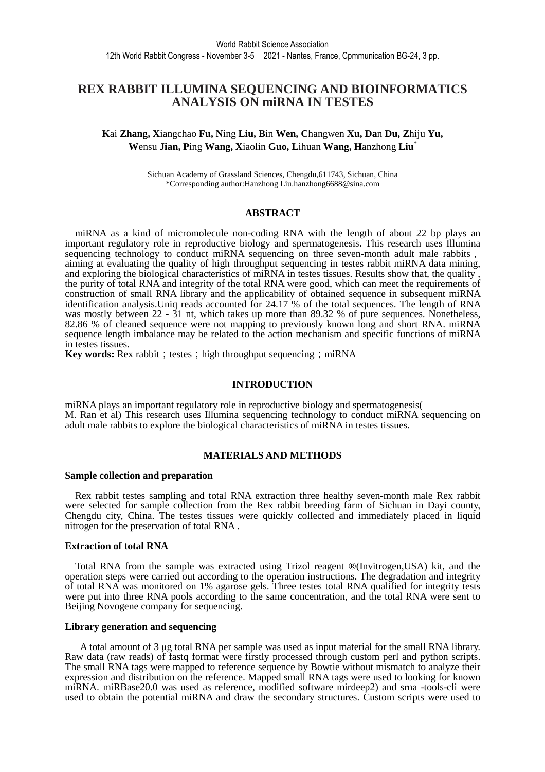# REX RABBIT ILLUMINA SEQUENCING AND BIOINFORMATICS ANALYSIS ON miRNA IN TESTES

**K**ai **Zhang, X**iangchao **Fu, N**ing **Liu, B**in **Wen, C**hangwen **Xu, Da**n **Du, Z**hiju **Yu, W**ensu **Jian, P**ing **Wang, X**iaolin **Guo, L**ihuan **Wang, H**anzhong **Liu**[*]

Sichuan Academy of Grassland Sciences, Chengdu,611743, Sichuan, China
*Corresponding author:Hanzhong Liu.hanzhong6688@sina.com

## ABSTRACT

miRNA as a kind of micromolecule non-coding RNA with the length of about 22 bp plays an important regulatory role in reproductive biology and spermatogenesis. This research uses Illumina sequencing technology to conduct miRNA sequencing on three seven-month adult male rabbits , aiming at evaluating the quality of high throughput sequencing in testes rabbit miRNA data mining, and exploring the biological characteristics of miRNA in testes tissues. Results show that, the quality , the purity of total RNA and integrity of the total RNA were good, which can meet the requirements of construction of small RNA library and the applicability of obtained sequence in subsequent miRNA identification analysis.Uniq reads accounted for 24.17 % of the total sequences. The length of RNA was mostly between 22 - 31 nt, which takes up more than 89.32 % of pure sequences. Nonetheless, 82.86 % of cleaned sequence were not mapping to previously known long and short RNA. miRNA sequence length imbalance may be related to the action mechanism and specific functions of miRNA in testes tissues.

**Key words:** Rex rabbit；testes；high throughput sequencing；miRNA

## INTRODUCTION

miRNA plays an important regulatory role in reproductive biology and spermatogenesis( M. Ran et al) This research uses Illumina sequencing technology to conduct miRNA sequencing on adult male rabbits to explore the biological characteristics of miRNA in testes tissues.

## MATERIALS AND METHODS

### Sample collection and preparation

Rex rabbit testes sampling and total RNA extraction three healthy seven-month male Rex rabbit were selected for sample collection from the Rex rabbit breeding farm of Sichuan in Dayi county, Chengdu city, China. The testes tissues were quickly collected and immediately placed in liquid nitrogen for the preservation of total RNA .

### Extraction of total RNA

Total RNA from the sample was extracted using Trizol reagent ®(Invitrogen,USA) kit, and the operation steps were carried out according to the operation instructions. The degradation and integrity of total RNA was monitored on 1% agarose gels. Three testes total RNA qualified for integrity tests were put into three RNA pools according to the same concentration, and the total RNA were sent to Beijing Novogene company for sequencing.

### Library generation and sequencing

A total amount of 3 μg total RNA per sample was used as input material for the small RNA library. Raw data (raw reads) of fastq format were firstly processed through custom perl and python scripts. The small RNA tags were mapped to reference sequence by Bowtie without mismatch to analyze their expression and distribution on the reference. Mapped small RNA tags were used to looking for known miRNA. miRBase20.0 was used as reference, modified software mirdeep2) and srna -tools-cli were used to obtain the potential miRNA and draw the secondary structures. Custom scripts were used to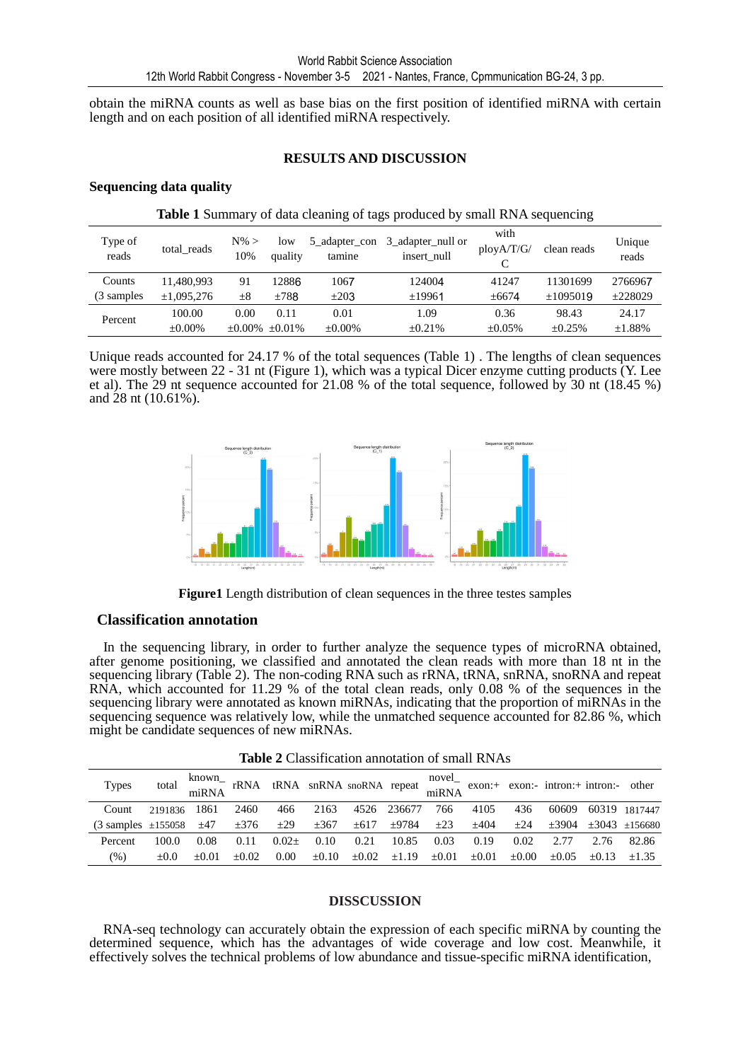obtain the miRNA counts as well as base bias on the first position of identified miRNA with certain length and on each position of all identified miRNA respectively.

## RESULTS AND DISCUSSION

### Sequencing data quality

**Table 1** Summary of data cleaning of tags produced by small RNA sequencing

| Type of reads | total_reads | N% > 10% | low quality | 5_adapter_contamine | 3_adapter_null or insert_null | with ployA/T/G/C | clean reads | Unique reads |
|---|---|---|---|---|---|---|---|---|
| Counts (3 samples | 11,480,993 ±1,095,276 | 91 ±8 | 12886 ±788 | 1067 ±203 | 124004 ±19961 | 41247 ±6674 | 11301699 ±1095019 | 2766967 ±228029 |
| Percent | 100.00 ±0.00% | 0.00 ±0.00% | 0.11 ±0.01% | 0.01 ±0.00% | 1.09 ±0.21% | 0.36 ±0.05% | 98.43 ±0.25% | 24.17 ±1.88% |

Unique reads accounted for 24.17 % of the total sequences (Table 1) . The lengths of clean sequences were mostly between 22 - 31 nt (Figure 1), which was a typical Dicer enzyme cutting products (Y. Lee et al). The 29 nt sequence accounted for 21.08 % of the total sequence, followed by 30 nt (18.45 %) and 28 nt (10.61%).

**Figure1** Length distribution of clean sequences in the three testes samples

### Classification annotation

In the sequencing library, in order to further analyze the sequence types of microRNA obtained, after genome positioning, we classified and annotated the clean reads with more than 18 nt in the sequencing library (Table 2). The non-coding RNA such as rRNA, tRNA, snRNA, snoRNA and repeat RNA, which accounted for 11.29 % of the total clean reads, only 0.08 % of the sequences in the sequencing library were annotated as known miRNAs, indicating that the proportion of miRNAs in the sequencing sequence was relatively low, while the unmatched sequence accounted for 82.86 %, which might be candidate sequences of new miRNAs.

**Table 2** Classification annotation of small RNAs

| Types | total | known_miRNA | rRNA | tRNA | snRNA | snoRNA | repeat | novel_miRNA | exon:+ | exon:- | intron:+ | intron:- | other |
|---|---|---|---|---|---|---|---|---|---|---|---|---|---|
| Count (3 samples | 2191836 ±155058 | 1861 ±47 | 2460 ±376 | 466 ±29 | 2163 ±367 | 4526 ±617 | 236677 ±9784 | 766 ±23 | 4105 ±404 | 436 ±24 | 60609 ±3904 | 60319 ±3043 | 1817447 ±156680 |
| Percent (%) | 100.0 ±0.0 | 0.08 ±0.01 | 0.11 ±0.02 | 0.02± 0.00 | 0.10 ±0.10 | 0.21 ±0.02 | 10.85 ±1.19 | 0.03 ±0.01 | 0.19 ±0.01 | 0.02 ±0.00 | 2.77 ±0.05 | 2.76 ±0.13 | 82.86 ±1.35 |

## DISSCUSSION

RNA-seq technology can accurately obtain the expression of each specific miRNA by counting the determined sequence, which has the advantages of wide coverage and low cost. Meanwhile, it effectively solves the technical problems of low abundance and tissue-specific miRNA identification,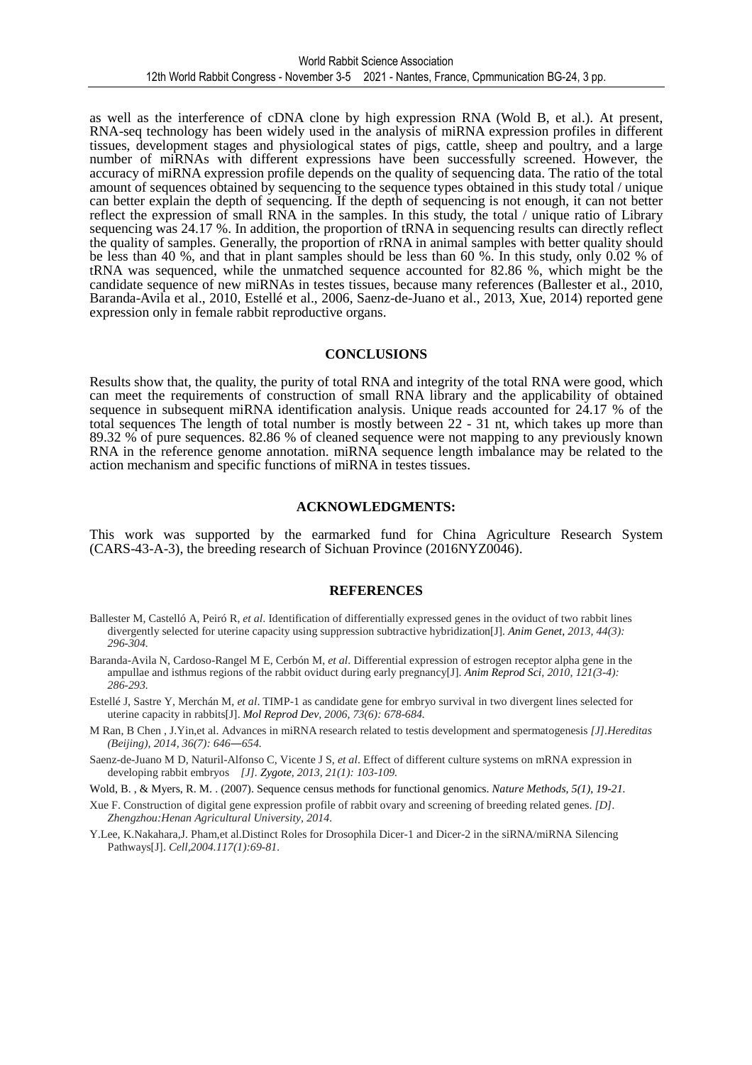as well as the interference of cDNA clone by high expression RNA (Wold B, et al.). At present, RNA-seq technology has been widely used in the analysis of miRNA expression profiles in different tissues, development stages and physiological states of pigs, cattle, sheep and poultry, and a large number of miRNAs with different expressions have been successfully screened. However, the accuracy of miRNA expression profile depends on the quality of sequencing data. The ratio of the total amount of sequences obtained by sequencing to the sequence types obtained in this study total / unique can better explain the depth of sequencing. If the depth of sequencing is not enough, it can not better reflect the expression of small RNA in the samples. In this study, the total / unique ratio of Library sequencing was 24.17 %. In addition, the proportion of tRNA in sequencing results can directly reflect the quality of samples. Generally, the proportion of rRNA in animal samples with better quality should be less than 40 %, and that in plant samples should be less than 60 %. In this study, only 0.02 % of tRNA was sequenced, while the unmatched sequence accounted for 82.86 %, which might be the candidate sequence of new miRNAs in testes tissues, because many references (Ballester et al., 2010, Baranda-Avila et al., 2010, Estellé et al., 2006, Saenz-de-Juano et al., 2013, Xue, 2014) reported gene expression only in female rabbit reproductive organs.

## CONCLUSIONS

Results show that, the quality, the purity of total RNA and integrity of the total RNA were good, which can meet the requirements of construction of small RNA library and the applicability of obtained sequence in subsequent miRNA identification analysis. Unique reads accounted for 24.17 % of the total sequences The length of total number is mostly between 22 - 31 nt, which takes up more than 89.32 % of pure sequences. 82.86 % of cleaned sequence were not mapping to any previously known RNA in the reference genome annotation. miRNA sequence length imbalance may be related to the action mechanism and specific functions of miRNA in testes tissues.

## ACKNOWLEDGMENTS:

This work was supported by the earmarked fund for China Agriculture Research System (CARS-43-A-3), the breeding research of Sichuan Province (2016NYZ0046).

## REFERENCES

Ballester M, Castelló A, Peiró R, *et al*. Identification of differentially expressed genes in the oviduct of two rabbit lines divergently selected for uterine capacity using suppression subtractive hybridization[J]. *Anim Genet, 2013, 44(3): 296-304.*

Baranda-Avila N, Cardoso-Rangel M E, Cerbón M, *et al*. Differential expression of estrogen receptor alpha gene in the ampullae and isthmus regions of the rabbit oviduct during early pregnancy[J]. *Anim Reprod Sci, 2010, 121(3-4): 286-293.*

Estellé J, Sastre Y, Merchán M, *et al*. TIMP-1 as candidate gene for embryo survival in two divergent lines selected for uterine capacity in rabbits[J]. *Mol Reprod Dev, 2006, 73(6): 678-684.*

M Ran, B Chen , J.Yin,et al. Advances in miRNA research related to testis development and spermatogenesis *[J].Hereditas (Beijing), 2014, 36(7): 646—654.*

Saenz-de-Juano M D, Naturil-Alfonso C, Vicente J S, *et al*. Effect of different culture systems on mRNA expression in developing rabbit embryos *[J]. Zygote, 2013, 21(1): 103-109.*

Wold, B. , & Myers, R. M. . (2007). Sequence census methods for functional genomics. *Nature Methods, 5(1), 19-21.*

Xue F. Construction of digital gene expression profile of rabbit ovary and screening of breeding related genes. *[D]. Zhengzhou:Henan Agricultural University, 2014.*

Y.Lee, K.Nakahara,J. Pham,et al.Distinct Roles for Drosophila Dicer-1 and Dicer-2 in the siRNA/miRNA Silencing Pathways[J]. *Cell,2004.117(1):69-81.*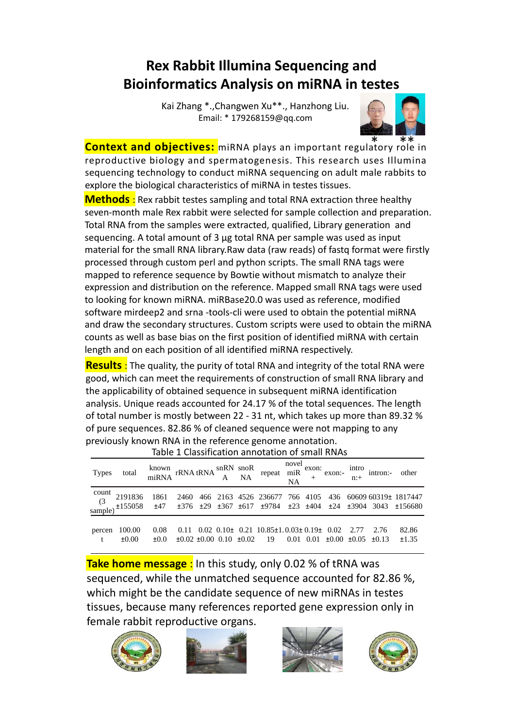# Rex Rabbit Illumina Sequencing and Bioinformatics Analysis on miRNA in testes

Kai Zhang *., Changwen Xu**., Hanzhong Liu.
Email: * 179268159@qq.com

**Context and objectives:** miRNA plays an important regulatory role in reproductive biology and spermatogenesis. This research uses Illumina sequencing technology to conduct miRNA sequencing on adult male rabbits to explore the biological characteristics of miRNA in testes tissues.

**Methods** : Rex rabbit testes sampling and total RNA extraction three healthy seven-month male Rex rabbit were selected for sample collection and preparation. Total RNA from the samples were extracted, qualified, Library generation and sequencing. A total amount of 3 μg total RNA per sample was used as input material for the small RNA library.Raw data (raw reads) of fastq format were firstly processed through custom perl and python scripts. The small RNA tags were mapped to reference sequence by Bowtie without mismatch to analyze their expression and distribution on the reference. Mapped small RNA tags were used to looking for known miRNA. miRBase20.0 was used as reference, modified software mirdeep2 and srna -tools-cli were used to obtain the potential miRNA and draw the secondary structures. Custom scripts were used to obtain the miRNA counts as well as base bias on the first position of identified miRNA with certain length and on each position of all identified miRNA respectively.

**Results** : The quality, the purity of total RNA and integrity of the total RNA were good, which can meet the requirements of construction of small RNA library and the applicability of obtained sequence in subsequent miRNA identification analysis. Unique reads accounted for 24.17 % of the total sequences. The length of total number is mostly between 22 - 31 nt, which takes up more than 89.32 % of pure sequences. 82.86 % of cleaned sequence were not mapping to any previously known RNA in the reference genome annotation.

Table 1 Classification annotation of small RNAs

| Types | total | known miRNA | rRNA | tRNA | snRNA | snoRNA | repeat | novel miRNA | exon:+ | exon:- | intron:+ | intron:- | other |
|---|---|---|---|---|---|---|---|---|---|---|---|---|---|
| count (3 sample) | 2191836 ±155058 | 1861 ±47 | 2460 ±376 | 466 ±29 | 2163 ±367 | 4526 ±617 | 236677 ±9784 | 766 ±23 | 4105 ±404 | 436 ±24 | 60609 ±3904 | 60319± 3043 | 1817447 ±156680 |
| percent | 100.00 ±0.00 | 0.08 ±0.0 | 0.11 ±0.02 | 0.02 ±0.00 | 0.10± 0.10 | 0.21 ±0.02 | 10.85±1.19 | 0.03± 0.01 | 0.19± 0.01 | 0.02 ±0.00 | 2.77 ±0.05 | 2.76 ±0.13 | 82.86 ±1.35 |

**Take home message** : In this study, only 0.02 % of tRNA was sequenced, while the unmatched sequence accounted for 82.86 %, which might be the candidate sequence of new miRNAs in testes tissues, because many references reported gene expression only in female rabbit reproductive organs.